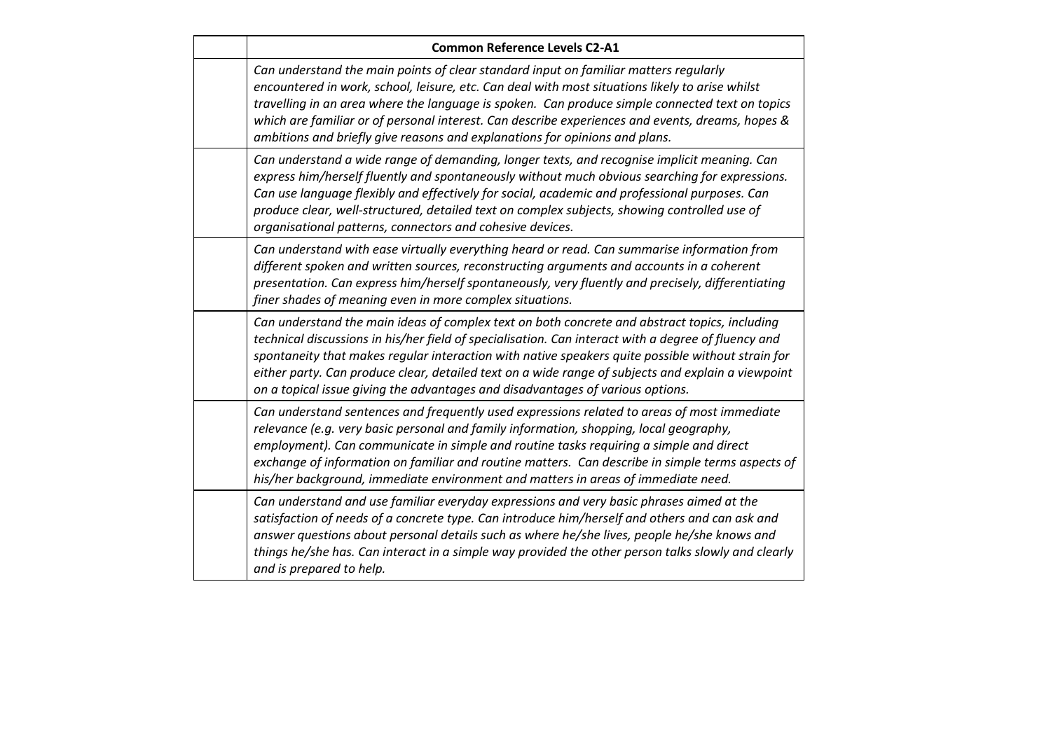| | **Common Reference Levels C2-A1** |
|---|---|
| | *Can understand the main points of clear standard input on familiar matters regularly encountered in work, school, leisure, etc. Can deal with most situations likely to arise whilst travelling in an area where the language is spoken. Can produce simple connected text on topics which are familiar or of personal interest. Can describe experiences and events, dreams, hopes & ambitions and briefly give reasons and explanations for opinions and plans.* |
| | *Can understand a wide range of demanding, longer texts, and recognise implicit meaning. Can express him/herself fluently and spontaneously without much obvious searching for expressions. Can use language flexibly and effectively for social, academic and professional purposes. Can produce clear, well-structured, detailed text on complex subjects, showing controlled use of organisational patterns, connectors and cohesive devices.* |
| | *Can understand with ease virtually everything heard or read. Can summarise information from different spoken and written sources, reconstructing arguments and accounts in a coherent presentation. Can express him/herself spontaneously, very fluently and precisely, differentiating finer shades of meaning even in more complex situations.* |
| | *Can understand the main ideas of complex text on both concrete and abstract topics, including technical discussions in his/her field of specialisation. Can interact with a degree of fluency and spontaneity that makes regular interaction with native speakers quite possible without strain for either party. Can produce clear, detailed text on a wide range of subjects and explain a viewpoint on a topical issue giving the advantages and disadvantages of various options.* |
| | *Can understand sentences and frequently used expressions related to areas of most immediate relevance (e.g. very basic personal and family information, shopping, local geography, employment). Can communicate in simple and routine tasks requiring a simple and direct exchange of information on familiar and routine matters. Can describe in simple terms aspects of his/her background, immediate environment and matters in areas of immediate need.* |
| | *Can understand and use familiar everyday expressions and very basic phrases aimed at the satisfaction of needs of a concrete type. Can introduce him/herself and others and can ask and answer questions about personal details such as where he/she lives, people he/she knows and things he/she has. Can interact in a simple way provided the other person talks slowly and clearly and is prepared to help.* |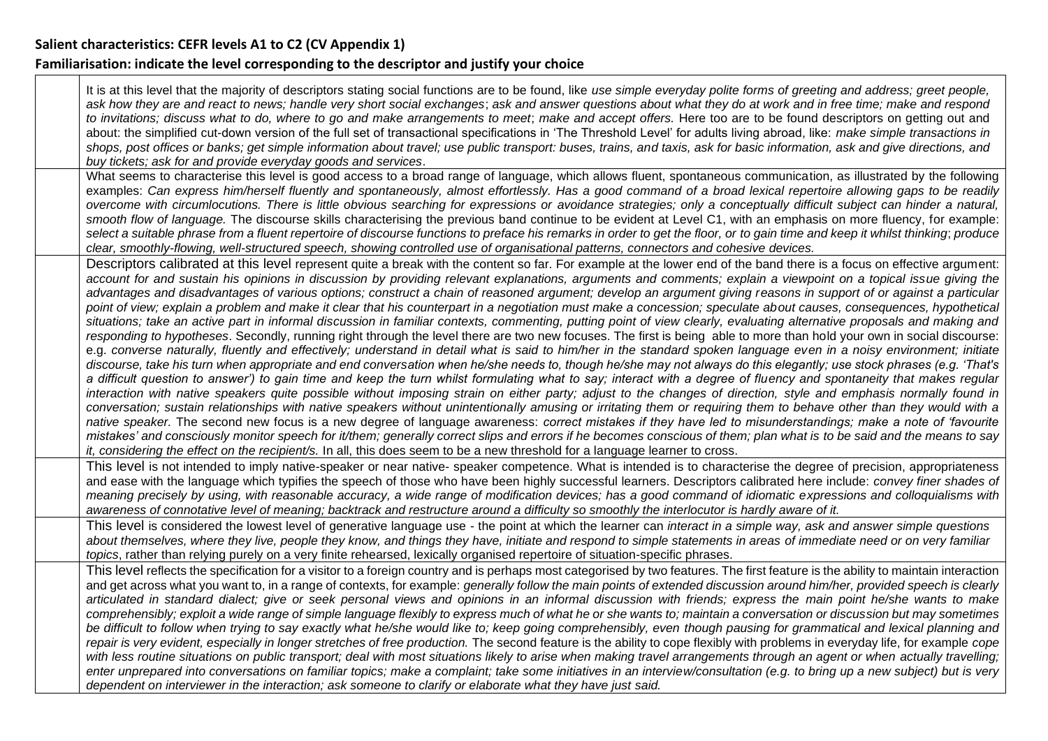**Salient characteristics: CEFR levels A1 to C2 (CV Appendix 1)**

**Familiarisation: indicate the level corresponding to the descriptor and justify your choice**

| | |
|---|---|
| | It is at this level that the majority of descriptors stating social functions are to be found, like *use simple everyday polite forms of greeting and address; greet people, ask how they are and react to news; handle very short social exchanges*; *ask and answer questions about what they do at work and in free time; make and respond to invitations; discuss what to do, where to go and make arrangements to meet*; *make and accept offers.* Here too are to be found descriptors on getting out and about: the simplified cut-down version of the full set of transactional specifications in 'The Threshold Level' for adults living abroad, like: *make simple transactions in shops, post offices or banks; get simple information about travel; use public transport: buses, trains, and taxis, ask for basic information, ask and give directions, and buy tickets; ask for and provide everyday goods and services*. |
| | What seems to characterise this level is good access to a broad range of language, which allows fluent, spontaneous communication, as illustrated by the following examples: *Can express him/herself fluently and spontaneously, almost effortlessly. Has a good command of a broad lexical repertoire allowing gaps to be readily overcome with circumlocutions. There is little obvious searching for expressions or avoidance strategies; only a conceptually difficult subject can hinder a natural, smooth flow of language.* The discourse skills characterising the previous band continue to be evident at Level C1, with an emphasis on more fluency, for example: *select a suitable phrase from a fluent repertoire of discourse functions to preface his remarks in order to get the floor, or to gain time and keep it whilst thinking*; *produce clear, smoothly-flowing, well-structured speech, showing controlled use of organisational patterns, connectors and cohesive devices.* |
| | Descriptors calibrated at this level represent quite a break with the content so far. For example at the lower end of the band there is a focus on effective argument: *account for and sustain his opinions in discussion by providing relevant explanations, arguments and comments; explain a viewpoint on a topical issue giving the advantages and disadvantages of various options; construct a chain of reasoned argument; develop an argument giving reasons in support of or against a particular point of view; explain a problem and make it clear that his counterpart in a negotiation must make a concession; speculate about causes, consequences, hypothetical situations; take an active part in informal discussion in familiar contexts, commenting, putting point of view clearly, evaluating alternative proposals and making and responding to hypotheses*. Secondly, running right through the level there are two new focuses. The first is being able to more than hold your own in social discourse: e.g. *converse naturally, fluently and effectively; understand in detail what is said to him/her in the standard spoken language even in a noisy environment; initiate discourse, take his turn when appropriate and end conversation when he/she needs to, though he/she may not always do this elegantly; use stock phrases (e.g. 'That's a difficult question to answer') to gain time and keep the turn whilst formulating what to say; interact with a degree of fluency and spontaneity that makes regular interaction with native speakers quite possible without imposing strain on either party; adjust to the changes of direction, style and emphasis normally found in conversation; sustain relationships with native speakers without unintentionally amusing or irritating them or requiring them to behave other than they would with a native speaker.* The second new focus is a new degree of language awareness: *correct mistakes if they have led to misunderstandings; make a note of 'favourite mistakes' and consciously monitor speech for it/them; generally correct slips and errors if he becomes conscious of them; plan what is to be said and the means to say it, considering the effect on the recipient/s.* In all, this does seem to be a new threshold for a language learner to cross. |
| | This level is not intended to imply native-speaker or near native- speaker competence. What is intended is to characterise the degree of precision, appropriateness and ease with the language which typifies the speech of those who have been highly successful learners. Descriptors calibrated here include: *convey finer shades of meaning precisely by using, with reasonable accuracy, a wide range of modification devices; has a good command of idiomatic expressions and colloquialisms with awareness of connotative level of meaning; backtrack and restructure around a difficulty so smoothly the interlocutor is hardly aware of it.* |
| | This level is considered the lowest level of generative language use - the point at which the learner can *interact in a simple way, ask and answer simple questions about themselves, where they live, people they know, and things they have, initiate and respond to simple statements in areas of immediate need or on very familiar topics*, rather than relying purely on a very finite rehearsed, lexically organised repertoire of situation-specific phrases. |
| | This level reflects the specification for a visitor to a foreign country and is perhaps most categorised by two features. The first feature is the ability to maintain interaction and get across what you want to, in a range of contexts, for example: *generally follow the main points of extended discussion around him/her, provided speech is clearly articulated in standard dialect; give or seek personal views and opinions in an informal discussion with friends; express the main point he/she wants to make comprehensibly; exploit a wide range of simple language flexibly to express much of what he or she wants to; maintain a conversation or discussion but may sometimes be difficult to follow when trying to say exactly what he/she would like to; keep going comprehensibly, even though pausing for grammatical and lexical planning and repair is very evident, especially in longer stretches of free production.* The second feature is the ability to cope flexibly with problems in everyday life, for example *cope with less routine situations on public transport; deal with most situations likely to arise when making travel arrangements through an agent or when actually travelling; enter unprepared into conversations on familiar topics; make a complaint; take some initiatives in an interview/consultation (e.g. to bring up a new subject) but is very dependent on interviewer in the interaction; ask someone to clarify or elaborate what they have just said.* |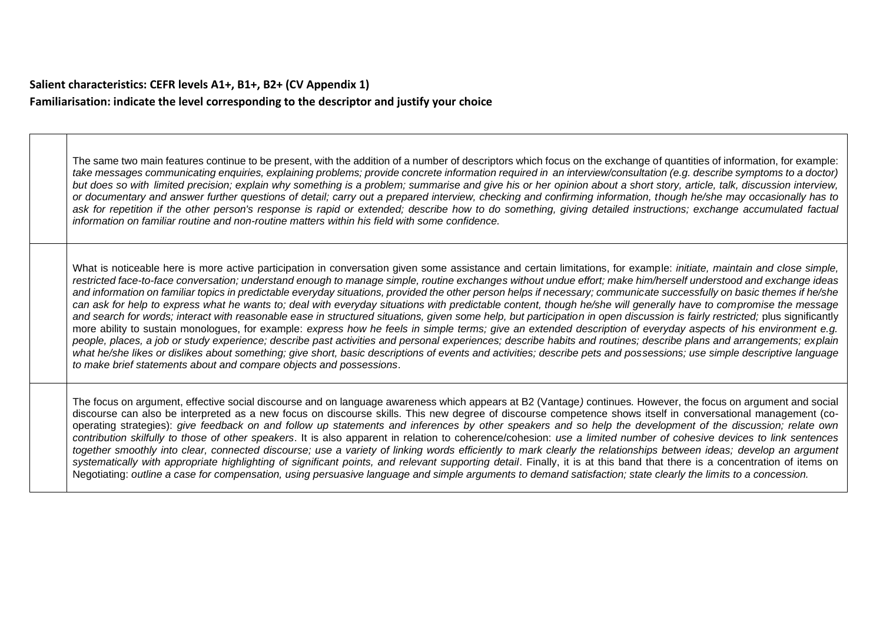**Salient characteristics: CEFR levels A1+, B1+, B2+ (CV Appendix 1)**
**Familiarisation: indicate the level corresponding to the descriptor and justify your choice**

| | |
|---|---|
| | The same two main features continue to be present, with the addition of a number of descriptors which focus on the exchange of quantities of information, for example: *take messages communicating enquiries, explaining problems; provide concrete information required in an interview/consultation (e.g. describe symptoms to a doctor) but does so with limited precision; explain why something is a problem; summarise and give his or her opinion about a short story, article, talk, discussion interview, or documentary and answer further questions of detail; carry out a prepared interview, checking and confirming information, though he/she may occasionally has to ask for repetition if the other person's response is rapid or extended; describe how to do something, giving detailed instructions; exchange accumulated factual information on familiar routine and non-routine matters within his field with some confidence.* |
| | What is noticeable here is more active participation in conversation given some assistance and certain limitations, for example: *initiate, maintain and close simple, restricted face-to-face conversation; understand enough to manage simple, routine exchanges without undue effort; make him/herself understood and exchange ideas and information on familiar topics in predictable everyday situations, provided the other person helps if necessary; communicate successfully on basic themes if he/she can ask for help to express what he wants to; deal with everyday situations with predictable content, though he/she will generally have to compromise the message and search for words; interact with reasonable ease in structured situations, given some help, but participation in open discussion is fairly restricted;* plus significantly more ability to sustain monologues, for example: *express how he feels in simple terms; give an extended description of everyday aspects of his environment e.g. people, places, a job or study experience; describe past activities and personal experiences; describe habits and routines; describe plans and arrangements; explain what he/she likes or dislikes about something; give short, basic descriptions of events and activities; describe pets and possessions; use simple descriptive language to make brief statements about and compare objects and possessions*. |
| | The focus on argument, effective social discourse and on language awareness which appears at B2 (Vantage*)* continues. However, the focus on argument and social discourse can also be interpreted as a new focus on discourse skills. This new degree of discourse competence shows itself in conversational management (co-operating strategies): *give feedback on and follow up statements and inferences by other speakers and so help the development of the discussion; relate own contribution skilfully to those of other speakers*. It is also apparent in relation to coherence/cohesion: *use a limited number of cohesive devices to link sentences together smoothly into clear, connected discourse; use a variety of linking words efficiently to mark clearly the relationships between ideas; develop an argument systematically with appropriate highlighting of significant points, and relevant supporting detail*. Finally, it is at this band that there is a concentration of items on Negotiating: *outline a case for compensation, using persuasive language and simple arguments to demand satisfaction; state clearly the limits to a concession.* |